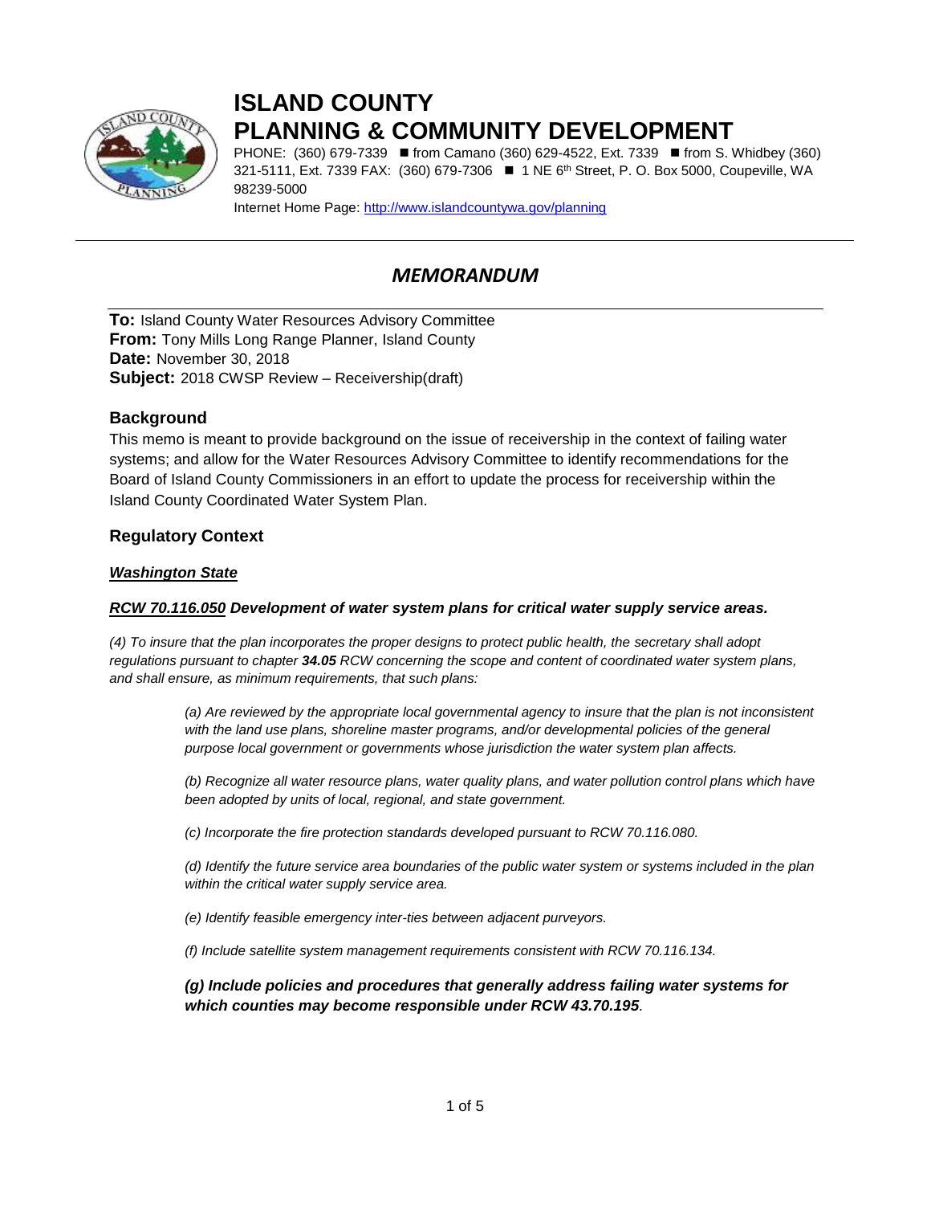# ISLAND COUNTY
# PLANNING & COMMUNITY DEVELOPMENT

PHONE: (360) 679-7339 ■ from Camano (360) 629-4522, Ext. 7339 ■ from S. Whidbey (360) 321-5111, Ext. 7339 FAX: (360) 679-7306 ■ 1 NE 6th Street, P. O. Box 5000, Coupeville, WA 98239-5000

Internet Home Page: http://www.islandcountywa.gov/planning

---

## *MEMORANDUM*

**To:** Island County Water Resources Advisory Committee
**From:** Tony Mills Long Range Planner, Island County
**Date:** November 30, 2018
**Subject:** 2018 CWSP Review – Receivership(draft)

### Background

This memo is meant to provide background on the issue of receivership in the context of failing water systems; and allow for the Water Resources Advisory Committee to identify recommendations for the Board of Island County Commissioners in an effort to update the process for receivership within the Island County Coordinated Water System Plan.

### Regulatory Context

***Washington State***

***RCW 70.116.050 Development of water system plans for critical water supply service areas.***

*(4) To insure that the plan incorporates the proper designs to protect public health, the secretary shall adopt regulations pursuant to chapter **34.05** RCW concerning the scope and content of coordinated water system plans, and shall ensure, as minimum requirements, that such plans:*

> *(a) Are reviewed by the appropriate local governmental agency to insure that the plan is not inconsistent with the land use plans, shoreline master programs, and/or developmental policies of the general purpose local government or governments whose jurisdiction the water system plan affects.*
>
> *(b) Recognize all water resource plans, water quality plans, and water pollution control plans which have been adopted by units of local, regional, and state government.*
>
> *(c) Incorporate the fire protection standards developed pursuant to RCW 70.116.080.*
>
> *(d) Identify the future service area boundaries of the public water system or systems included in the plan within the critical water supply service area.*
>
> *(e) Identify feasible emergency inter-ties between adjacent purveyors.*
>
> *(f) Include satellite system management requirements consistent with RCW 70.116.134.*
>
> ***(g) Include policies and procedures that generally address failing water systems for which counties may become responsible under RCW 43.70.195****.*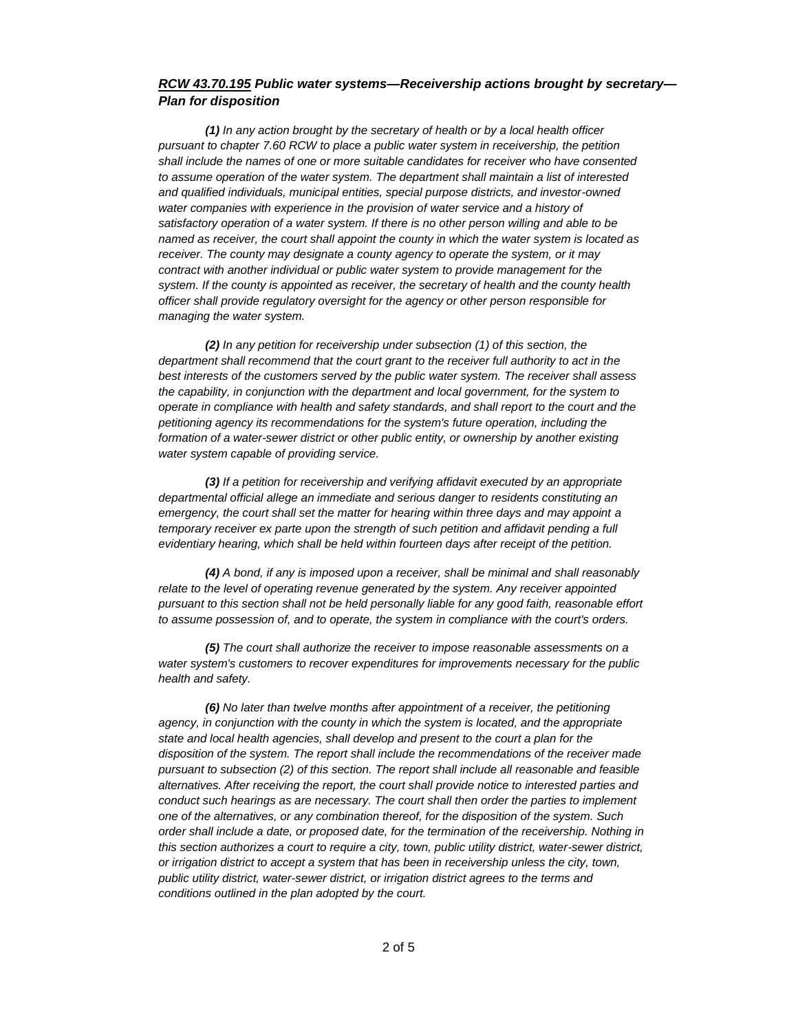### ***[RCW 43.70.195](#) Public water systems—Receivership actions brought by secretary—Plan for disposition***

***(1)*** *In any action brought by the secretary of health or by a local health officer pursuant to chapter 7.60 RCW to place a public water system in receivership, the petition shall include the names of one or more suitable candidates for receiver who have consented to assume operation of the water system. The department shall maintain a list of interested and qualified individuals, municipal entities, special purpose districts, and investor-owned water companies with experience in the provision of water service and a history of satisfactory operation of a water system. If there is no other person willing and able to be named as receiver, the court shall appoint the county in which the water system is located as receiver. The county may designate a county agency to operate the system, or it may contract with another individual or public water system to provide management for the system. If the county is appointed as receiver, the secretary of health and the county health officer shall provide regulatory oversight for the agency or other person responsible for managing the water system.*

***(2)*** *In any petition for receivership under subsection (1) of this section, the department shall recommend that the court grant to the receiver full authority to act in the best interests of the customers served by the public water system. The receiver shall assess the capability, in conjunction with the department and local government, for the system to operate in compliance with health and safety standards, and shall report to the court and the petitioning agency its recommendations for the system's future operation, including the formation of a water-sewer district or other public entity, or ownership by another existing water system capable of providing service.*

***(3)*** *If a petition for receivership and verifying affidavit executed by an appropriate departmental official allege an immediate and serious danger to residents constituting an emergency, the court shall set the matter for hearing within three days and may appoint a temporary receiver ex parte upon the strength of such petition and affidavit pending a full evidentiary hearing, which shall be held within fourteen days after receipt of the petition.*

***(4)*** *A bond, if any is imposed upon a receiver, shall be minimal and shall reasonably relate to the level of operating revenue generated by the system. Any receiver appointed pursuant to this section shall not be held personally liable for any good faith, reasonable effort to assume possession of, and to operate, the system in compliance with the court's orders.*

***(5)*** *The court shall authorize the receiver to impose reasonable assessments on a water system's customers to recover expenditures for improvements necessary for the public health and safety.*

***(6)*** *No later than twelve months after appointment of a receiver, the petitioning agency, in conjunction with the county in which the system is located, and the appropriate state and local health agencies, shall develop and present to the court a plan for the disposition of the system. The report shall include the recommendations of the receiver made pursuant to subsection (2) of this section. The report shall include all reasonable and feasible alternatives. After receiving the report, the court shall provide notice to interested parties and conduct such hearings as are necessary. The court shall then order the parties to implement one of the alternatives, or any combination thereof, for the disposition of the system. Such order shall include a date, or proposed date, for the termination of the receivership. Nothing in this section authorizes a court to require a city, town, public utility district, water-sewer district, or irrigation district to accept a system that has been in receivership unless the city, town, public utility district, water-sewer district, or irrigation district agrees to the terms and conditions outlined in the plan adopted by the court.*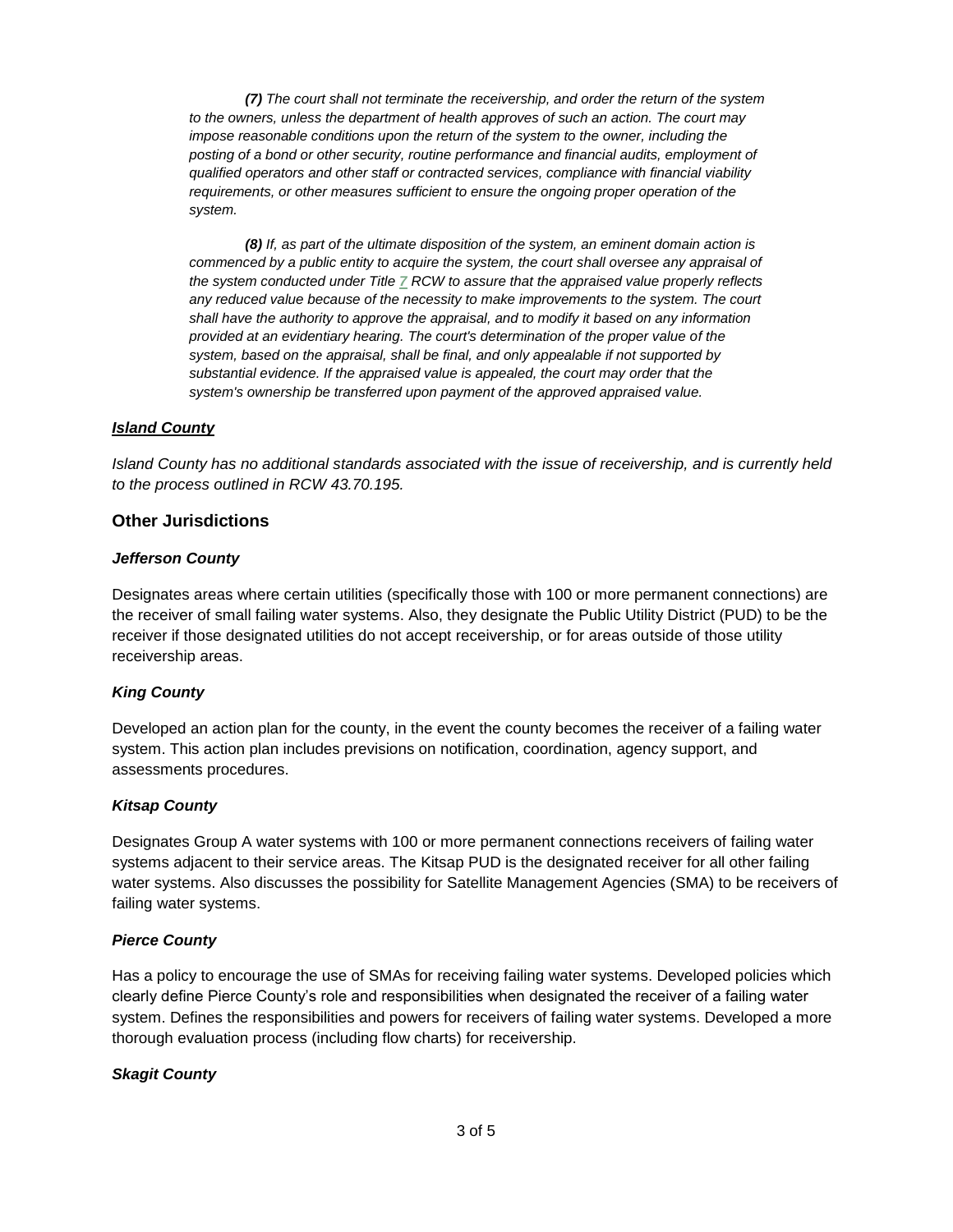***(7)*** *The court shall not terminate the receivership, and order the return of the system to the owners, unless the department of health approves of such an action. The court may impose reasonable conditions upon the return of the system to the owner, including the posting of a bond or other security, routine performance and financial audits, employment of qualified operators and other staff or contracted services, compliance with financial viability requirements, or other measures sufficient to ensure the ongoing proper operation of the system.*

***(8)*** *If, as part of the ultimate disposition of the system, an eminent domain action is commenced by a public entity to acquire the system, the court shall oversee any appraisal of the system conducted under Title 7 RCW to assure that the appraised value properly reflects any reduced value because of the necessity to make improvements to the system. The court shall have the authority to approve the appraisal, and to modify it based on any information provided at an evidentiary hearing. The court's determination of the proper value of the system, based on the appraisal, shall be final, and only appealable if not supported by substantial evidence. If the appraised value is appealed, the court may order that the system's ownership be transferred upon payment of the approved appraised value.*

***Island County***

*Island County has no additional standards associated with the issue of receivership, and is currently held to the process outlined in RCW 43.70.195.*

## Other Jurisdictions

***Jefferson County***

Designates areas where certain utilities (specifically those with 100 or more permanent connections) are the receiver of small failing water systems. Also, they designate the Public Utility District (PUD) to be the receiver if those designated utilities do not accept receivership, or for areas outside of those utility receivership areas.

***King County***

Developed an action plan for the county, in the event the county becomes the receiver of a failing water system. This action plan includes previsions on notification, coordination, agency support, and assessments procedures.

***Kitsap County***

Designates Group A water systems with 100 or more permanent connections receivers of failing water systems adjacent to their service areas. The Kitsap PUD is the designated receiver for all other failing water systems. Also discusses the possibility for Satellite Management Agencies (SMA) to be receivers of failing water systems.

***Pierce County***

Has a policy to encourage the use of SMAs for receiving failing water systems. Developed policies which clearly define Pierce County's role and responsibilities when designated the receiver of a failing water system. Defines the responsibilities and powers for receivers of failing water systems. Developed a more thorough evaluation process (including flow charts) for receivership.

***Skagit County***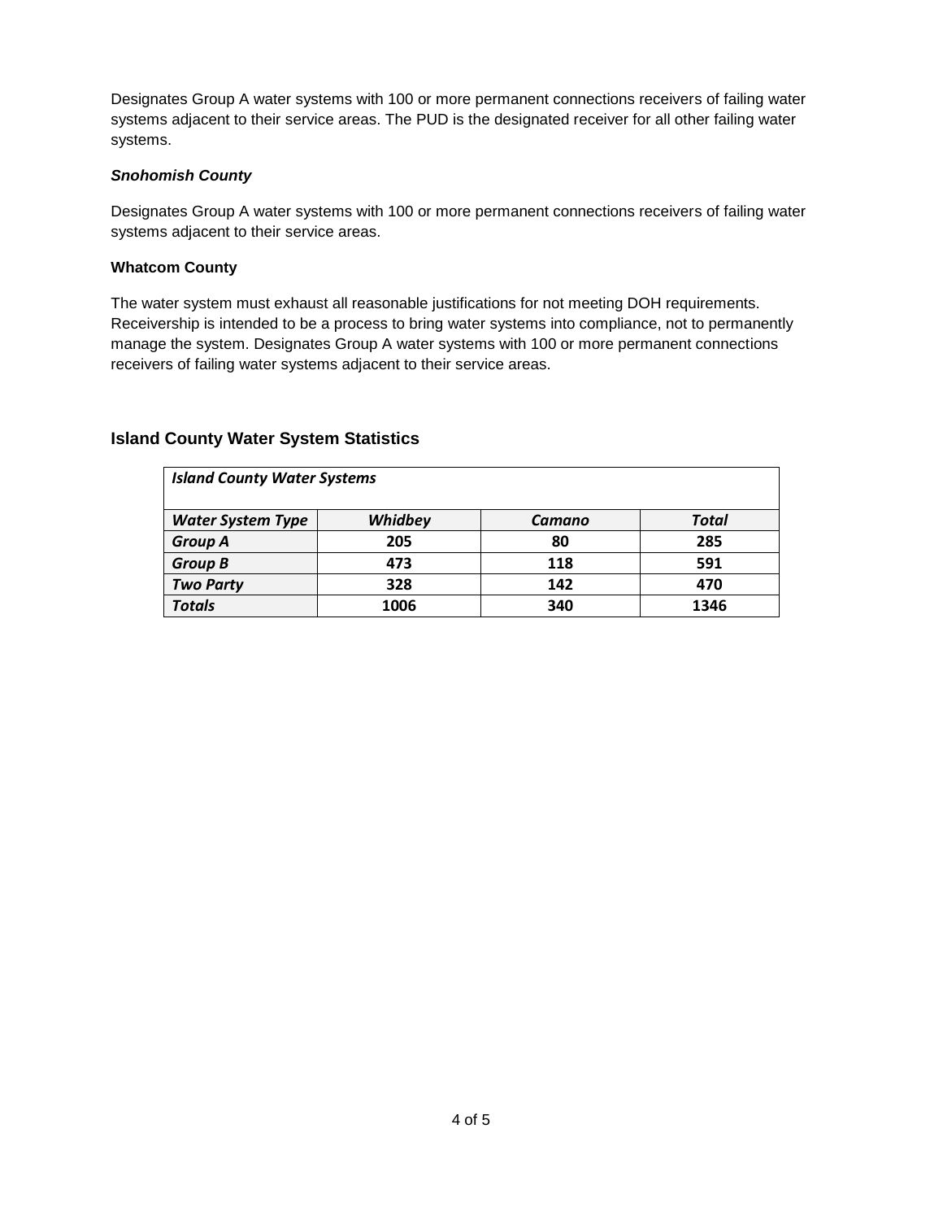Designates Group A water systems with 100 or more permanent connections receivers of failing water systems adjacent to their service areas. The PUD is the designated receiver for all other failing water systems.

***Snohomish County***

Designates Group A water systems with 100 or more permanent connections receivers of failing water systems adjacent to their service areas.

**Whatcom County**

The water system must exhaust all reasonable justifications for not meeting DOH requirements. Receivership is intended to be a process to bring water systems into compliance, not to permanently manage the system. Designates Group A water systems with 100 or more permanent connections receivers of failing water systems adjacent to their service areas.

## Island County Water System Statistics

| ***Island County Water Systems*** | | | |
|---|---|---|---|
| ***Water System Type*** | ***Whidbey*** | ***Camano*** | ***Total*** |
| ***Group A*** | **205** | **80** | **285** |
| ***Group B*** | **473** | **118** | **591** |
| ***Two Party*** | **328** | **142** | **470** |
| ***Totals*** | **1006** | **340** | **1346** |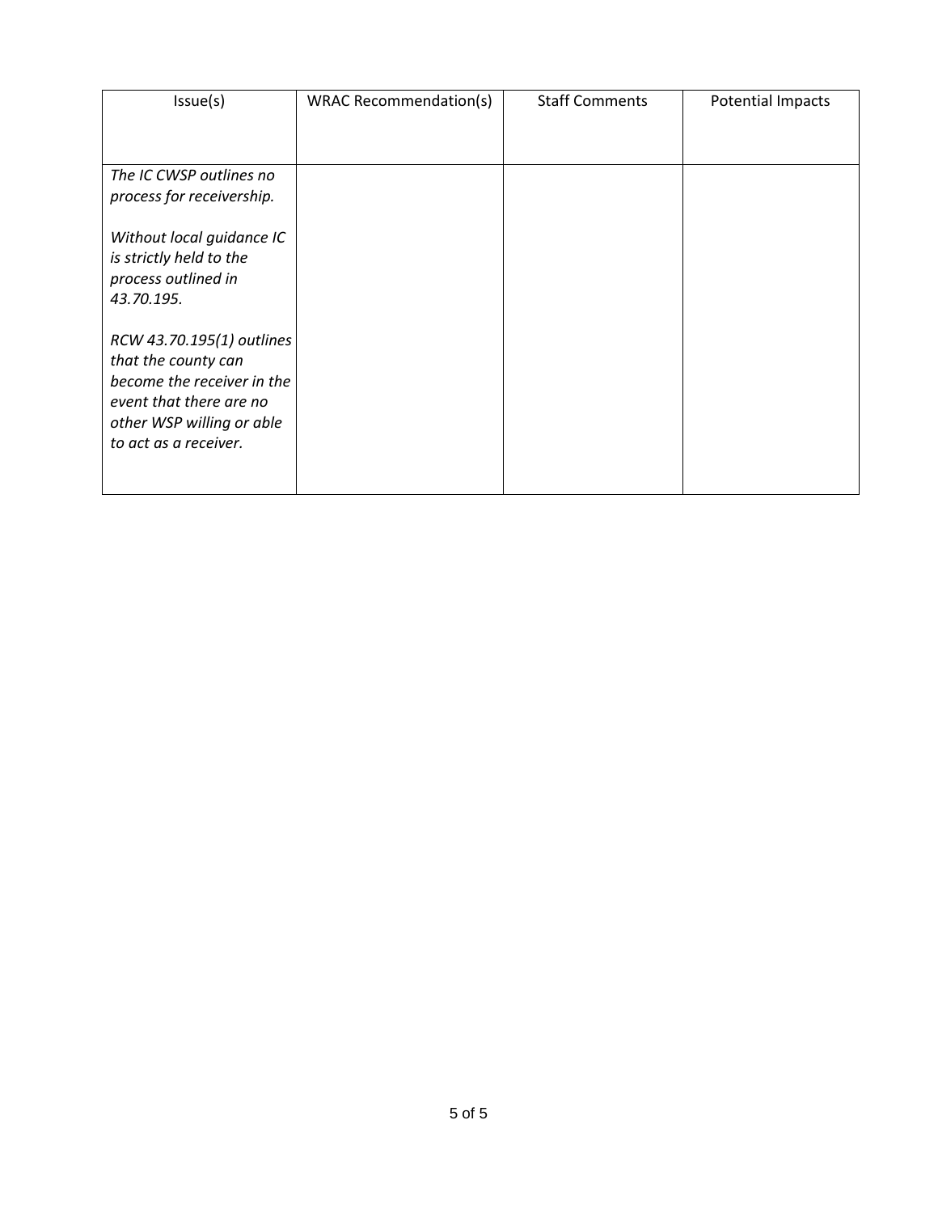| Issue(s) | WRAC Recommendation(s) | Staff Comments | Potential Impacts |
|---|---|---|---|
| *The IC CWSP outlines no process for receivership.*<br><br>*Without local guidance IC is strictly held to the process outlined in 43.70.195.*<br><br>*RCW 43.70.195(1) outlines that the county can become the receiver in the event that there are no other WSP willing or able to act as a receiver.* | | | |